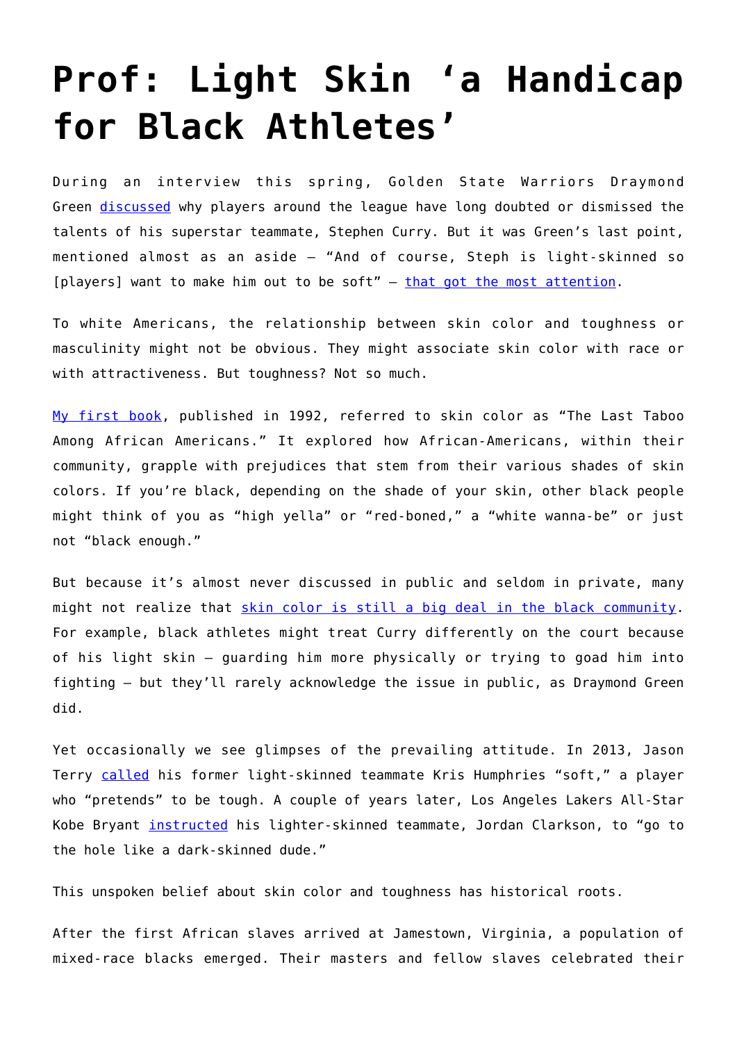# Prof: Light Skin 'a Handicap for Black Athletes'

During an interview this spring, Golden State Warriors Draymond Green discussed why players around the league have long doubted or dismissed the talents of his superstar teammate, Stephen Curry. But it was Green's last point, mentioned almost as an aside – "And of course, Steph is light-skinned so [players] want to make him out to be soft" – that got the most attention.

To white Americans, the relationship between skin color and toughness or masculinity might not be obvious. They might associate skin color with race or with attractiveness. But toughness? Not so much.

My first book, published in 1992, referred to skin color as "The Last Taboo Among African Americans." It explored how African-Americans, within their community, grapple with prejudices that stem from their various shades of skin colors. If you're black, depending on the shade of your skin, other black people might think of you as "high yella" or "red-boned," a "white wanna-be" or just not "black enough."

But because it's almost never discussed in public and seldom in private, many might not realize that skin color is still a big deal in the black community. For example, black athletes might treat Curry differently on the court because of his light skin – guarding him more physically or trying to goad him into fighting – but they'll rarely acknowledge the issue in public, as Draymond Green did.

Yet occasionally we see glimpses of the prevailing attitude. In 2013, Jason Terry called his former light-skinned teammate Kris Humphries "soft," a player who "pretends" to be tough. A couple of years later, Los Angeles Lakers All-Star Kobe Bryant instructed his lighter-skinned teammate, Jordan Clarkson, to "go to the hole like a dark-skinned dude."

This unspoken belief about skin color and toughness has historical roots.

After the first African slaves arrived at Jamestown, Virginia, a population of mixed-race blacks emerged. Their masters and fellow slaves celebrated their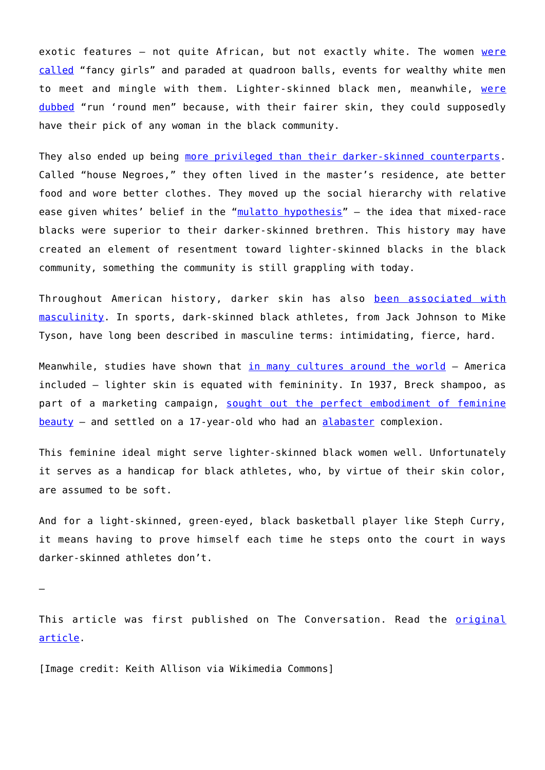exotic features – not quite African, but not exactly white. The women were called "fancy girls" and paraded at quadroon balls, events for wealthy white men to meet and mingle with them. Lighter-skinned black men, meanwhile, were dubbed "run 'round men" because, with their fairer skin, they could supposedly have their pick of any woman in the black community.

They also ended up being more privileged than their darker-skinned counterparts. Called "house Negroes," they often lived in the master's residence, ate better food and wore better clothes. They moved up the social hierarchy with relative ease given whites' belief in the "mulatto hypothesis" – the idea that mixed-race blacks were superior to their darker-skinned brethren. This history may have created an element of resentment toward lighter-skinned blacks in the black community, something the community is still grappling with today.

Throughout American history, darker skin has also been associated with masculinity. In sports, dark-skinned black athletes, from Jack Johnson to Mike Tyson, have long been described in masculine terms: intimidating, fierce, hard.

Meanwhile, studies have shown that in many cultures around the world – America included – lighter skin is equated with femininity. In 1937, Breck shampoo, as part of a marketing campaign, sought out the perfect embodiment of feminine beauty – and settled on a 17-year-old who had an alabaster complexion.

This feminine ideal might serve lighter-skinned black women well. Unfortunately it serves as a handicap for black athletes, who, by virtue of their skin color, are assumed to be soft.

And for a light-skinned, green-eyed, black basketball player like Steph Curry, it means having to prove himself each time he steps onto the court in ways darker-skinned athletes don't.

—

This article was first published on The Conversation. Read the original article.

[Image credit: Keith Allison via Wikimedia Commons]